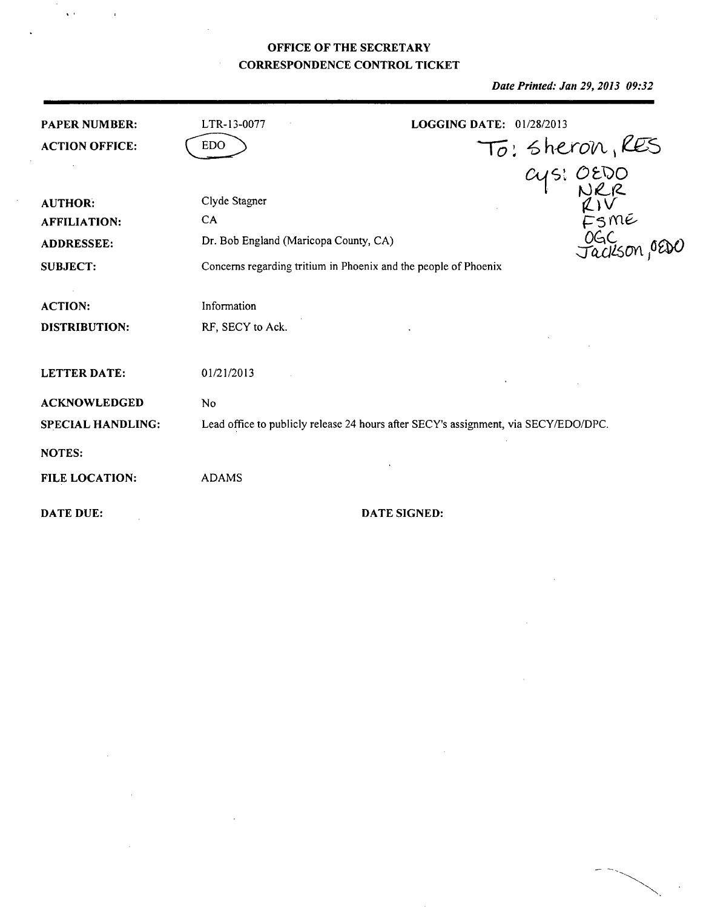**OFFICE OF THE SECRETARY**
**CORRESPONDENCE CONTROL TICKET**

*Date Printed: Jan 29, 2013 09:32*

| | | |
|---|---|---|
| **PAPER NUMBER:** | LTR-13-0077 | **LOGGING DATE:** 01/28/2013 |
| **ACTION OFFICE:** | EDO | To: Sheron, RES<br>cys: OEDO<br>NRR<br>RIV<br>FSME<br>OGC<br>Jackson, OEDO |
| **AUTHOR:** | Clyde Stagner | |
| **AFFILIATION:** | CA | |
| **ADDRESSEE:** | Dr. Bob England (Maricopa County, CA) | |
| **SUBJECT:** | Concerns regarding tritium in Phoenix and the people of Phoenix | |
| **ACTION:** | Information | |
| **DISTRIBUTION:** | RF, SECY to Ack. | |
| **LETTER DATE:** | 01/21/2013 | |
| **ACKNOWLEDGED** | No | |
| **SPECIAL HANDLING:** | Lead office to publicly release 24 hours after SECY's assignment, via SECY/EDO/DPC. | |
| **NOTES:** | | |
| **FILE LOCATION:** | ADAMS | |
| **DATE DUE:** | | **DATE SIGNED:** |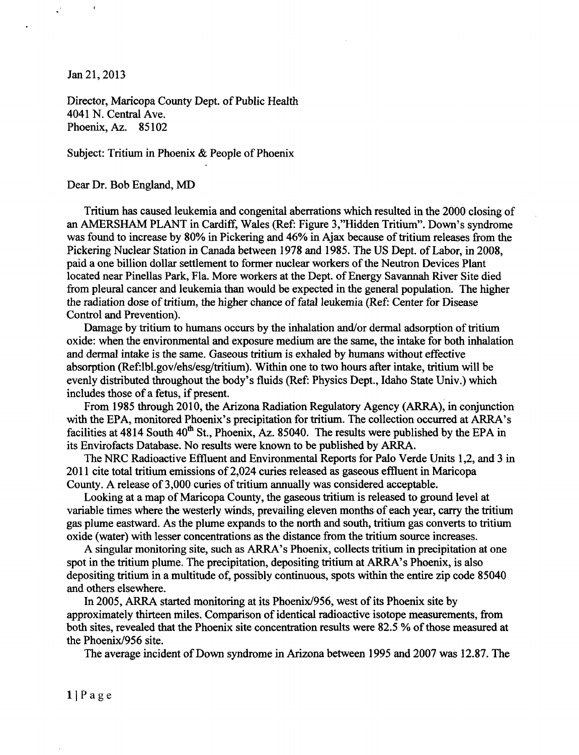Jan 21, 2013

Director, Maricopa County Dept. of Public Health
4041 N. Central Ave.
Phoenix, Az. 85102

Subject: Tritium in Phoenix & People of Phoenix

Dear Dr. Bob England, MD

Tritium has caused leukemia and congenital aberrations which resulted in the 2000 closing of an AMERSHAM PLANT in Cardiff, Wales (Ref: Figure 3,"Hidden Tritium". Down's syndrome was found to increase by 80% in Pickering and 46% in Ajax because of tritium releases from the Pickering Nuclear Station in Canada between 1978 and 1985. The US Dept. of Labor, in 2008, paid a one billion dollar settlement to former nuclear workers of the Neutron Devices Plant located near Pinellas Park, Fla. More workers at the Dept. of Energy Savannah River Site died from pleural cancer and leukemia than would be expected in the general population. The higher the radiation dose of tritium, the higher chance of fatal leukemia (Ref: Center for Disease Control and Prevention).

Damage by tritium to humans occurs by the inhalation and/or dermal adsorption of tritium oxide: when the environmental and exposure medium are the same, the intake for both inhalation and dermal intake is the same. Gaseous tritium is exhaled by humans without effective absorption (Ref:lbl.gov/ehs/esg/tritium). Within one to two hours after intake, tritium will be evenly distributed throughout the body's fluids (Ref: Physics Dept., Idaho State Univ.) which includes those of a fetus, if present.

From 1985 through 2010, the Arizona Radiation Regulatory Agency (ARRA), in conjunction with the EPA, monitored Phoenix's precipitation for tritium. The collection occurred at ARRA's facilities at 4814 South 40th St., Phoenix, Az. 85040. The results were published by the EPA in its Envirofacts Database. No results were known to be published by ARRA.

The NRC Radioactive Effluent and Environmental Reports for Palo Verde Units 1,2, and 3 in 2011 cite total tritium emissions of 2,024 curies released as gaseous effluent in Maricopa County. A release of 3,000 curies of tritium annually was considered acceptable.

Looking at a map of Maricopa County, the gaseous tritium is released to ground level at variable times where the westerly winds, prevailing eleven months of each year, carry the tritium gas plume eastward. As the plume expands to the north and south, tritium gas converts to tritium oxide (water) with lesser concentrations as the distance from the tritium source increases.

A singular monitoring site, such as ARRA's Phoenix, collects tritium in precipitation at one spot in the tritium plume. The precipitation, depositing tritium at ARRA's Phoenix, is also depositing tritium in a multitude of, possibly continuous, spots within the entire zip code 85040 and others elsewhere.

In 2005, ARRA started monitoring at its Phoenix/956, west of its Phoenix site by approximately thirteen miles. Comparison of identical radioactive isotope measurements, from both sites, revealed that the Phoenix site concentration results were 82.5 % of those measured at the Phoenix/956 site.

The average incident of Down syndrome in Arizona between 1995 and 2007 was 12.87. The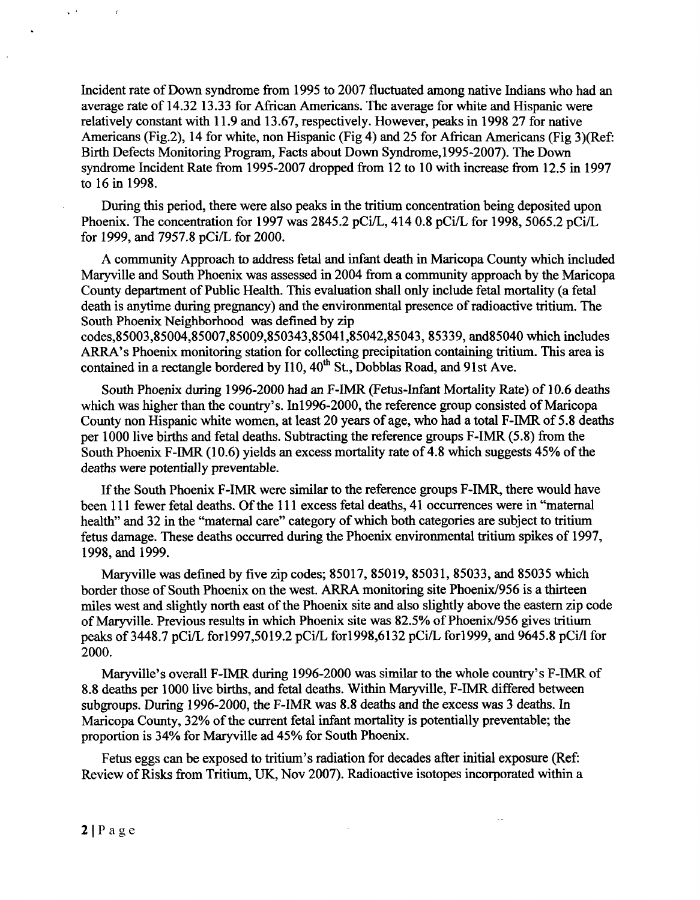Incident rate of Down syndrome from 1995 to 2007 fluctuated among native Indians who had an average rate of 14.32 13.33 for African Americans. The average for white and Hispanic were relatively constant with 11.9 and 13.67, respectively. However, peaks in 1998 27 for native Americans (Fig.2), 14 for white, non Hispanic (Fig 4) and 25 for African Americans (Fig 3)(Ref: Birth Defects Monitoring Program, Facts about Down Syndrome,1995-2007). The Down syndrome Incident Rate from 1995-2007 dropped from 12 to 10 with increase from 12.5 in 1997 to 16 in 1998.

During this period, there were also peaks in the tritium concentration being deposited upon Phoenix. The concentration for 1997 was 2845.2 pCi/L, 414 0.8 pCi/L for 1998, 5065.2 pCi/L for 1999, and 7957.8 pCi/L for 2000.

A community Approach to address fetal and infant death in Maricopa County which included Maryville and South Phoenix was assessed in 2004 from a community approach by the Maricopa County department of Public Health. This evaluation shall only include fetal mortality (a fetal death is anytime during pregnancy) and the environmental presence of radioactive tritium. The South Phoenix Neighborhood was defined by zip codes,85003,85004,85007,85009,850343,85041,85042,85043, 85339, and85040 which includes ARRA's Phoenix monitoring station for collecting precipitation containing tritium. This area is contained in a rectangle bordered by I10, 40th St., Dobblas Road, and 91st Ave.

South Phoenix during 1996-2000 had an F-IMR (Fetus-Infant Mortality Rate) of 10.6 deaths which was higher than the country's. In1996-2000, the reference group consisted of Maricopa County non Hispanic white women, at least 20 years of age, who had a total F-IMR of 5.8 deaths per 1000 live births and fetal deaths. Subtracting the reference groups F-IMR (5.8) from the South Phoenix F-IMR (10.6) yields an excess mortality rate of 4.8 which suggests 45% of the deaths were potentially preventable.

If the South Phoenix F-IMR were similar to the reference groups F-IMR, there would have been 111 fewer fetal deaths. Of the 111 excess fetal deaths, 41 occurrences were in "maternal health" and 32 in the "maternal care" category of which both categories are subject to tritium fetus damage. These deaths occurred during the Phoenix environmental tritium spikes of 1997, 1998, and 1999.

Maryville was defined by five zip codes; 85017, 85019, 85031, 85033, and 85035 which border those of South Phoenix on the west. ARRA monitoring site Phoenix/956 is a thirteen miles west and slightly north east of the Phoenix site and also slightly above the eastern zip code of Maryville. Previous results in which Phoenix site was 82.5% of Phoenix/956 gives tritium peaks of 3448.7 pCi/L for1997,5019.2 pCi/L for1998,6132 pCi/L for1999, and 9645.8 pCi/l for 2000.

Maryville's overall F-IMR during 1996-2000 was similar to the whole country's F-IMR of 8.8 deaths per 1000 live births, and fetal deaths. Within Maryville, F-IMR differed between subgroups. During 1996-2000, the F-IMR was 8.8 deaths and the excess was 3 deaths. In Maricopa County, 32% of the current fetal infant mortality is potentially preventable; the proportion is 34% for Maryville ad 45% for South Phoenix.

Fetus eggs can be exposed to tritium's radiation for decades after initial exposure (Ref: Review of Risks from Tritium, UK, Nov 2007). Radioactive isotopes incorporated within a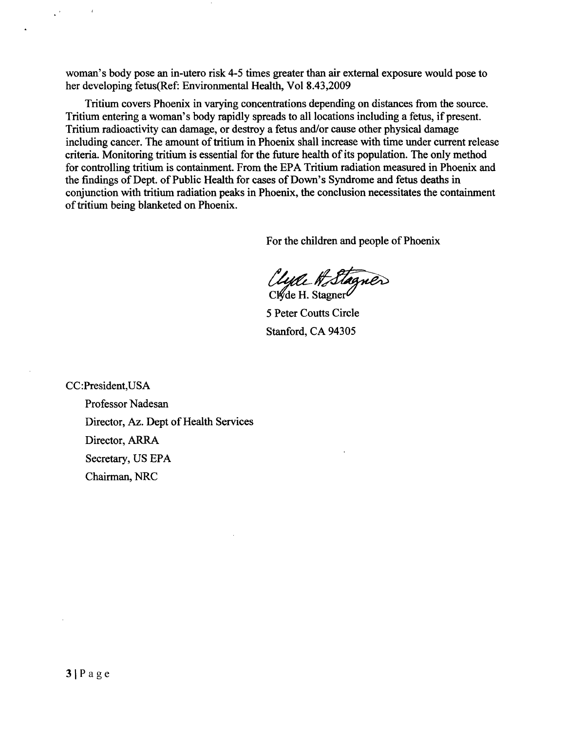woman's body pose an in-utero risk 4-5 times greater than air external exposure would pose to her developing fetus(Ref: Environmental Health, Vol 8.43,2009

Tritium covers Phoenix in varying concentrations depending on distances from the source. Tritium entering a woman's body rapidly spreads to all locations including a fetus, if present. Tritium radioactivity can damage, or destroy a fetus and/or cause other physical damage including cancer. The amount of tritium in Phoenix shall increase with time under current release criteria. Monitoring tritium is essential for the future health of its population. The only method for controlling tritium is containment. From the EPA Tritium radiation measured in Phoenix and the findings of Dept. of Public Health for cases of Down's Syndrome and fetus deaths in conjunction with tritium radiation peaks in Phoenix, the conclusion necessitates the containment of tritium being blanketed on Phoenix.

For the children and people of Phoenix

Clyde H. Stagner

Clyde H. Stagner

5 Peter Coutts Circle

Stanford, CA 94305

CC:President,USA

Professor Nadesan

Director, Az. Dept of Health Services

Director, ARRA

Secretary, US EPA

Chairman, NRC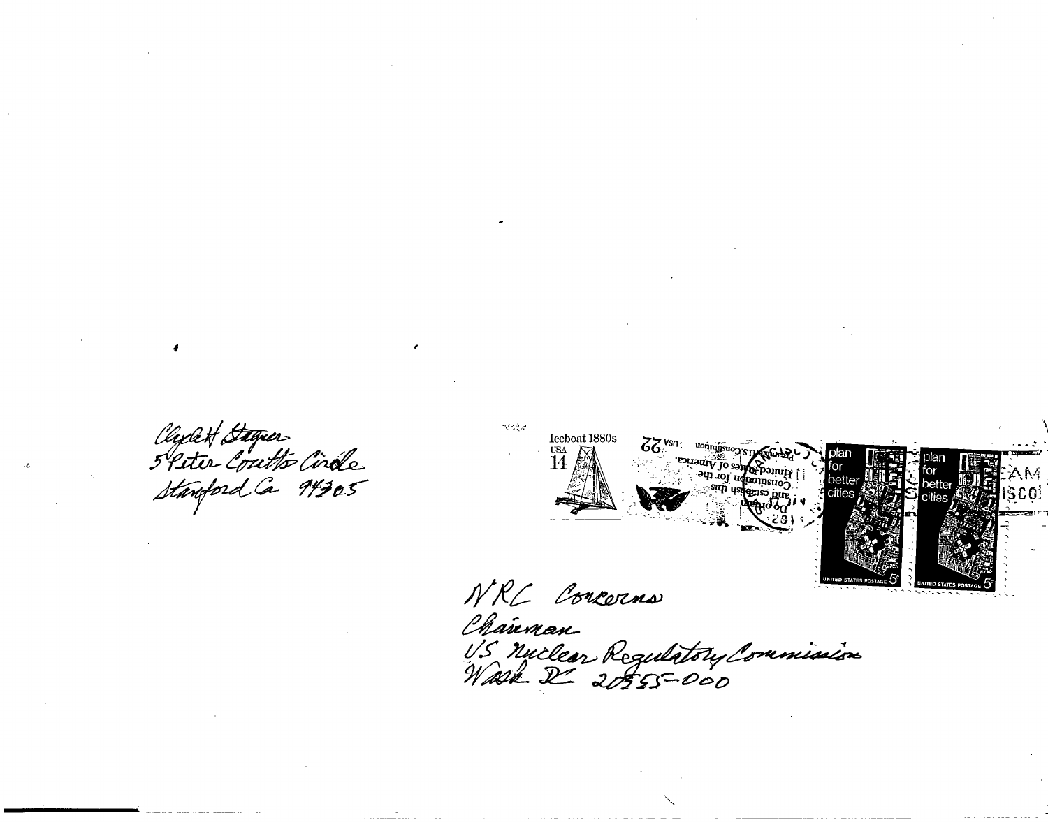Clyde H Stagner
5 Peter Coutts Circle
Stanford Ca 94305

Iceboat 1880s
USA
14

Preamble U.S. Constitution USA 22
Do ordain and establish this Constitution for the United States of America.

plan for better cities
UNITED STATES POSTAGE 5¢

plan for better cities
UNITED STATES POSTAGE 5¢

NRC Concerns
Chairman
US Nuclear Regulatory Commission
Wash DC 20555-000